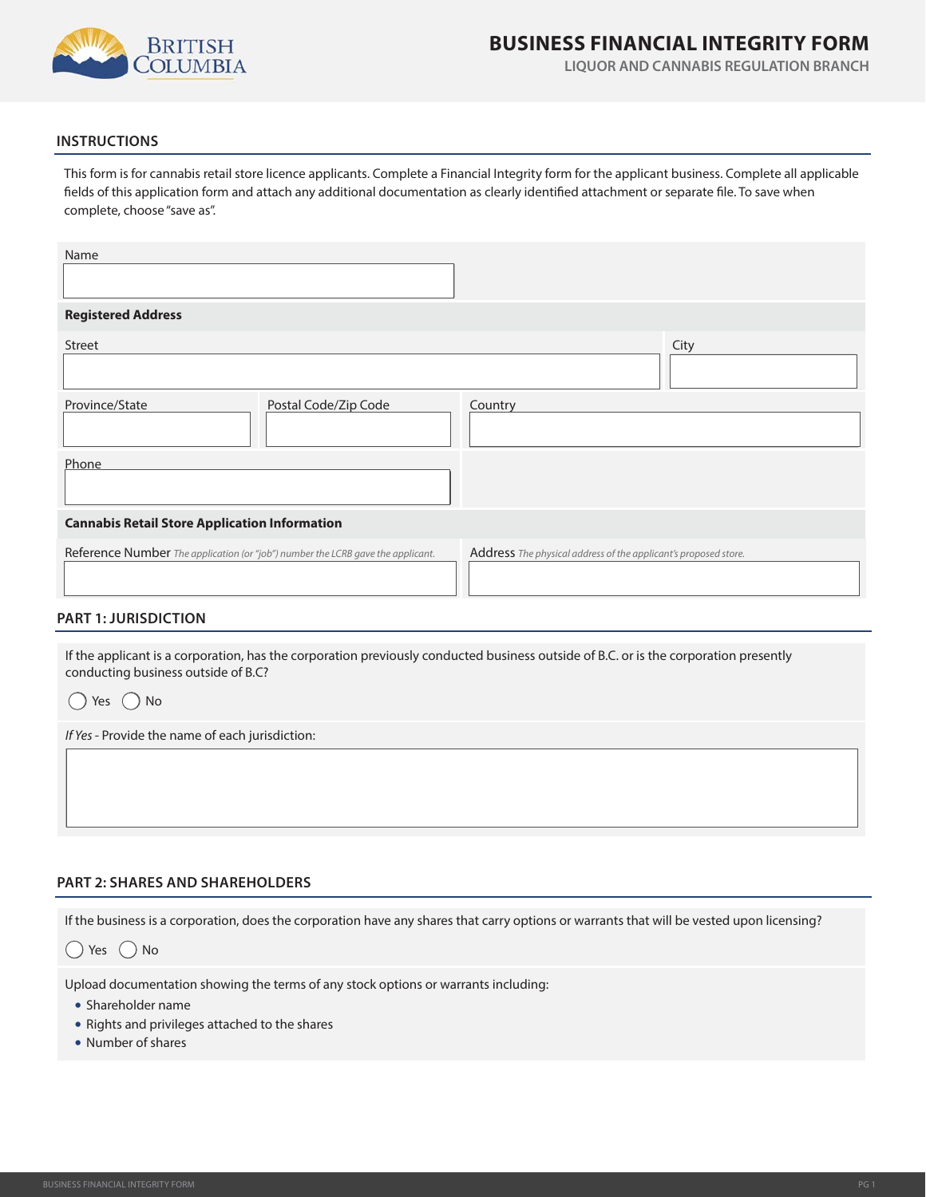# BUSINESS FINANCIAL INTEGRITY FORM

LIQUOR AND CANNABIS REGULATION BRANCH

## INSTRUCTIONS

This form is for cannabis retail store licence applicants. Complete a Financial Integrity form for the applicant business. Complete all applicable fields of this application form and attach any additional documentation as clearly identified attachment or separate file. To save when complete, choose "save as".

Name

**Registered Address**

| Street | City |
|---|---|
| | |

| Province/State | Postal Code/Zip Code | Country |
|---|---|---|
| | | |

Phone

**Cannabis Retail Store Application Information**

| Reference Number *The application (or "job") number the LCRB gave the applicant.* | Address *The physical address of the applicant's proposed store.* |
|---|---|
| | |

## PART 1: JURISDICTION

If the applicant is a corporation, has the corporation previously conducted business outside of B.C. or is the corporation presently conducting business outside of B.C?

○ Yes ○ No

*If Yes* - Provide the name of each jurisdiction:

## PART 2: SHARES AND SHAREHOLDERS

If the business is a corporation, does the corporation have any shares that carry options or warrants that will be vested upon licensing?

○ Yes ○ No

Upload documentation showing the terms of any stock options or warrants including:

- Shareholder name
- Rights and privileges attached to the shares
- Number of shares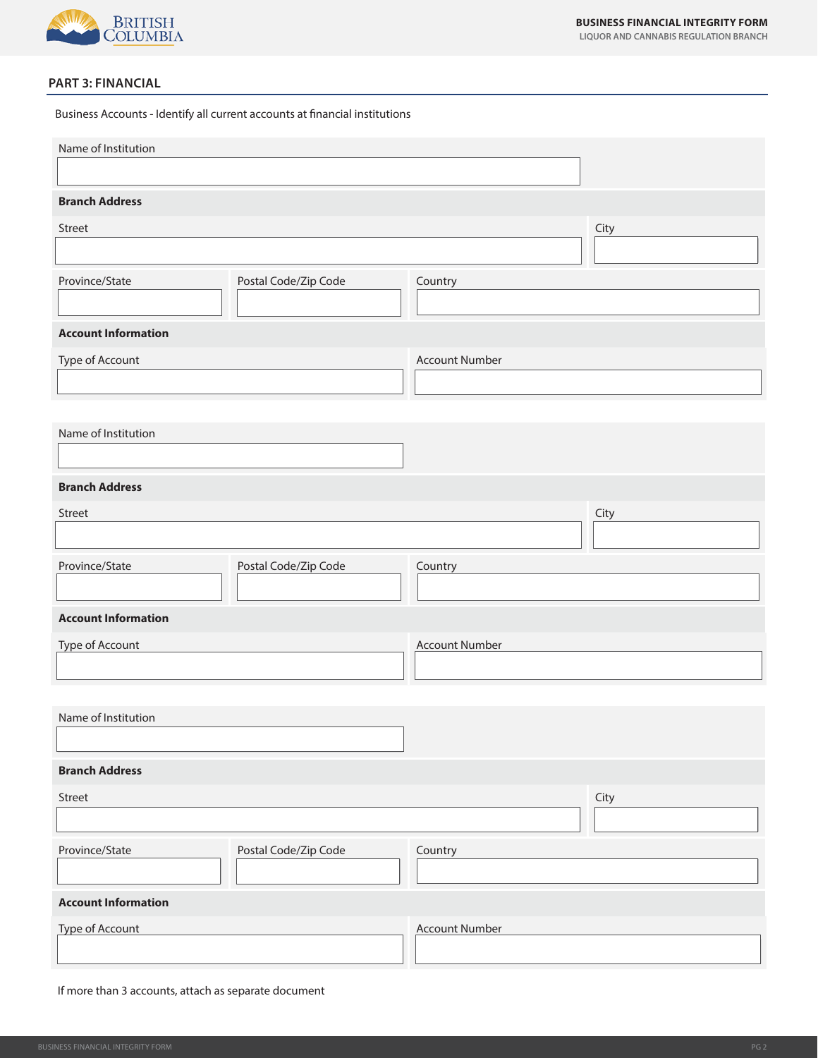## PART 3: FINANCIAL

Business Accounts - Identify all current accounts at financial institutions

Name of Institution

**Branch Address**

| Street | City |
|---|---|
| | |

| Province/State | Postal Code/Zip Code | Country |
|---|---|---|
| | | |

**Account Information**

| Type of Account | Account Number |
|---|---|
| | |

Name of Institution

**Branch Address**

| Street | City |
|---|---|
| | |

| Province/State | Postal Code/Zip Code | Country |
|---|---|---|
| | | |

**Account Information**

| Type of Account | Account Number |
|---|---|
| | |

Name of Institution

**Branch Address**

| Street | City |
|---|---|
| | |

| Province/State | Postal Code/Zip Code | Country |
|---|---|---|
| | | |

**Account Information**

| Type of Account | Account Number |
|---|---|
| | |

If more than 3 accounts, attach as separate document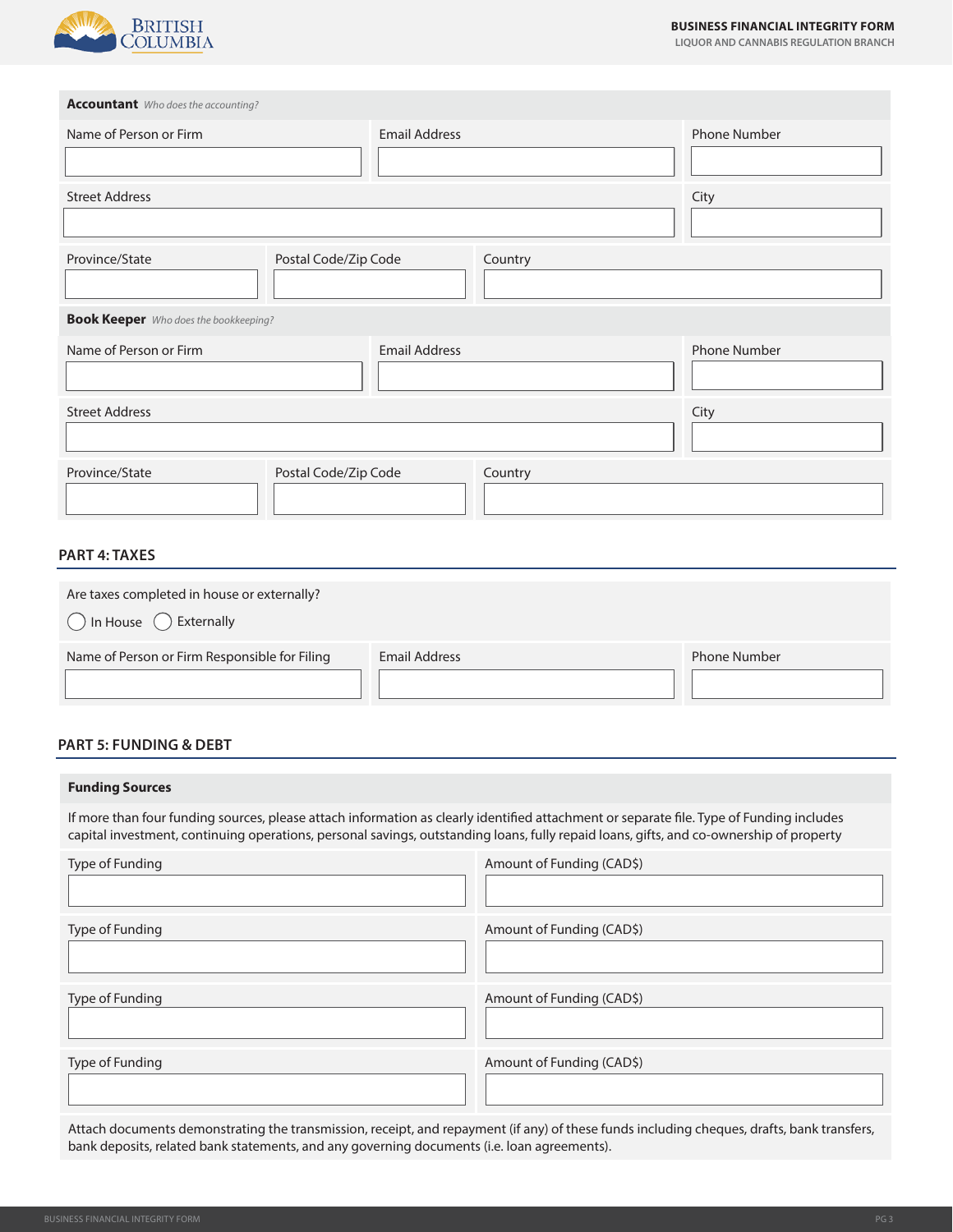**Accountant** *Who does the accounting?*

| Name of Person or Firm | Email Address | Phone Number |
| --- | --- | --- |
| | | |

| Street Address | City |
| --- | --- |
| | |

| Province/State | Postal Code/Zip Code | Country |
| --- | --- | --- |
| | | |

**Book Keeper** *Who does the bookkeeping?*

| Name of Person or Firm | Email Address | Phone Number |
| --- | --- | --- |
| | | |

| Street Address | City |
| --- | --- |
| | |

| Province/State | Postal Code/Zip Code | Country |
| --- | --- | --- |
| | | |

## PART 4: TAXES

Are taxes completed in house or externally?

○ In House ○ Externally

| Name of Person or Firm Responsible for Filing | Email Address | Phone Number |
| --- | --- | --- |
| | | |

## PART 5: FUNDING & DEBT

**Funding Sources**

If more than four funding sources, please attach information as clearly identified attachment or separate file. Type of Funding includes capital investment, continuing operations, personal savings, outstanding loans, fully repaid loans, gifts, and co-ownership of property

| Type of Funding | Amount of Funding (CAD$) |
| --- | --- |
| | |
| | |
| | |
| | |

Attach documents demonstrating the transmission, receipt, and repayment (if any) of these funds including cheques, drafts, bank transfers, bank deposits, related bank statements, and any governing documents (i.e. loan agreements).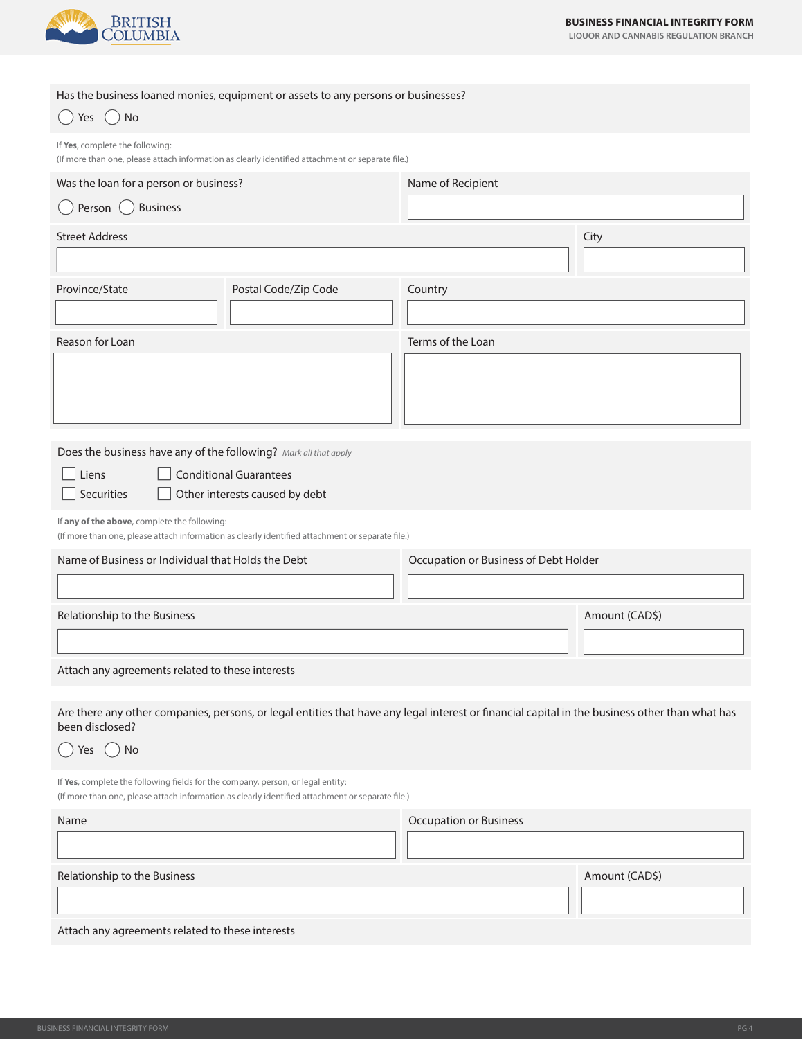Has the business loaned monies, equipment or assets to any persons or businesses?

◯ Yes ◯ No

If **Yes**, complete the following:
(If more than one, please attach information as clearly identified attachment or separate file.)

Was the loan for a person or business?

◯ Person ◯ Business

Name of Recipient

Street Address

City

Province/State

Postal Code/Zip Code

Country

Reason for Loan

Terms of the Loan

Does the business have any of the following? *Mark all that apply*

☐ Liens ☐ Conditional Guarantees
☐ Securities ☐ Other interests caused by debt

If **any of the above**, complete the following:
(If more than one, please attach information as clearly identified attachment or separate file.)

Name of Business or Individual that Holds the Debt

Occupation or Business of Debt Holder

Relationship to the Business

Amount (CAD$)

Attach any agreements related to these interests

Are there any other companies, persons, or legal entities that have any legal interest or financial capital in the business other than what has been disclosed?

◯ Yes ◯ No

If **Yes**, complete the following fields for the company, person, or legal entity:
(If more than one, please attach information as clearly identified attachment or separate file.)

Name

Occupation or Business

Relationship to the Business

Amount (CAD$)

Attach any agreements related to these interests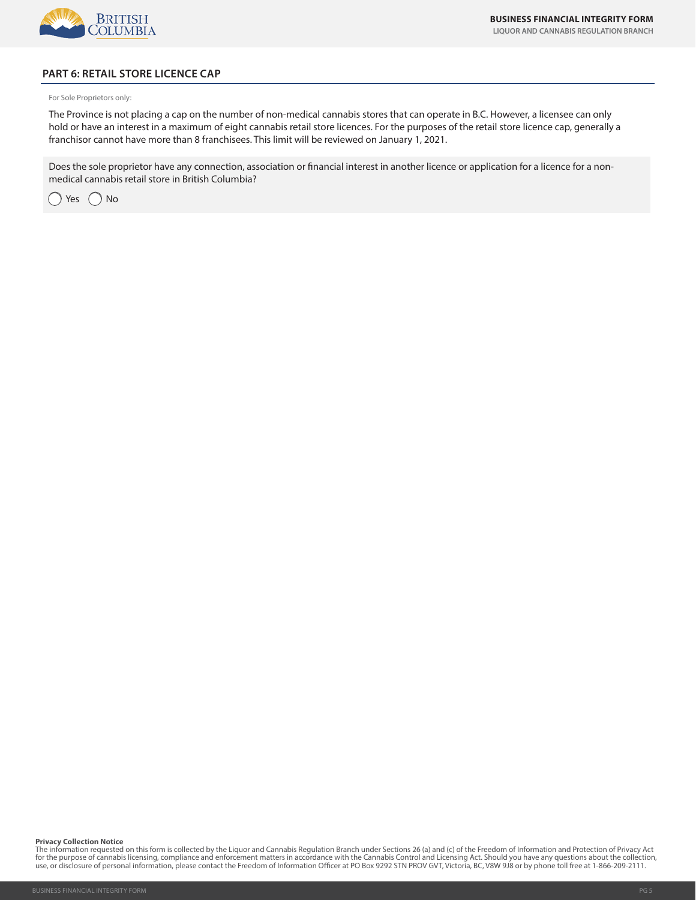## PART 6: RETAIL STORE LICENCE CAP

For Sole Proprietors only:

The Province is not placing a cap on the number of non-medical cannabis stores that can operate in B.C. However, a licensee can only hold or have an interest in a maximum of eight cannabis retail store licences. For the purposes of the retail store licence cap, generally a franchisor cannot have more than 8 franchisees. This limit will be reviewed on January 1, 2021.

Does the sole proprietor have any connection, association or financial interest in another licence or application for a licence for a non-medical cannabis retail store in British Columbia?

◯ Yes ◯ No

**Privacy Collection Notice**
The information requested on this form is collected by the Liquor and Cannabis Regulation Branch under Sections 26 (a) and (c) of the Freedom of Information and Protection of Privacy Act for the purpose of cannabis licensing, compliance and enforcement matters in accordance with the Cannabis Control and Licensing Act. Should you have any questions about the collection, use, or disclosure of personal information, please contact the Freedom of Information Officer at PO Box 9292 STN PROV GVT, Victoria, BC, V8W 9J8 or by phone toll free at 1-866-209-2111.